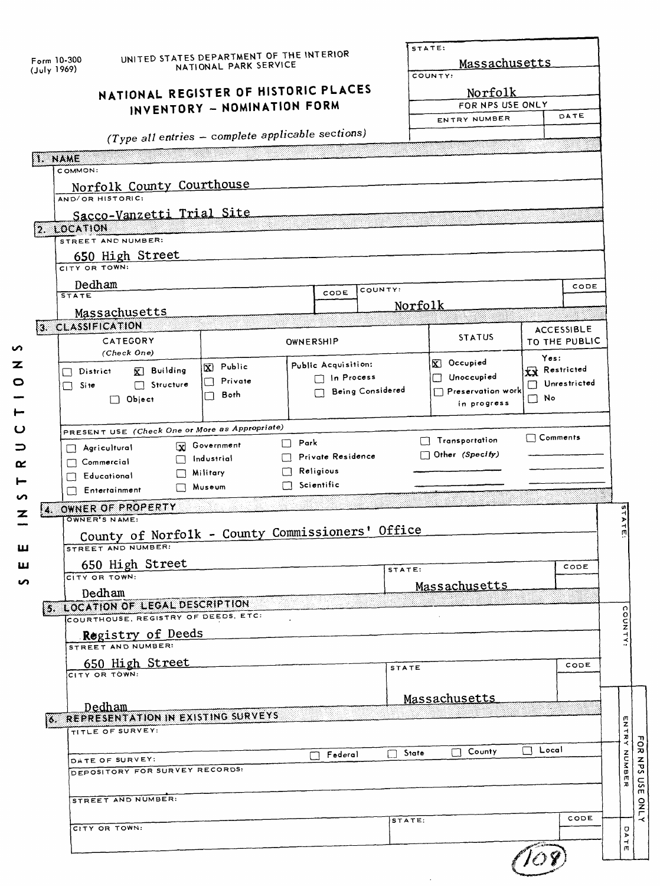Form 10-300
(July 1969)

UNITED STATES DEPARTMENT OF THE INTERIOR
NATIONAL PARK SERVICE

# NATIONAL REGISTER OF HISTORIC PLACES INVENTORY – NOMINATION FORM

*(Type all entries – complete applicable sections)*

| STATE: | |
|---|---|
| Massachusetts | |
| COUNTY: | |
| Norfolk | |
| FOR NPS USE ONLY | |
| ENTRY NUMBER | DATE |
| | |

## 1. NAME

COMMON:
Norfolk County Courthouse

AND/OR HISTORIC:
Sacco-Vanzetti Trial Site

## 2. LOCATION

STREET AND NUMBER:
650 High Street

CITY OR TOWN:
Dedham

| STATE | CODE | COUNTY: | CODE |
|---|---|---|---|
| Massachusetts | | Norfolk | |

## 3. CLASSIFICATION

| CATEGORY (Check One) | OWNERSHIP | | STATUS | ACCESSIBLE TO THE PUBLIC |
|---|---|---|---|---|
| ☐ District ☒ Building | ☒ Public | Public Acquisition: | ☒ Occupied | Yes: |
| ☐ Site ☐ Structure | ☐ Private | ☐ In Process | ☐ Unoccupied | ☒ Restricted |
| ☐ Object | ☐ Both | ☐ Being Considered | ☐ Preservation work in progress | ☐ Unrestricted |
| | | | | ☐ No |

PRESENT USE *(Check One or More as Appropriate)*

| | | | | |
|---|---|---|---|---|
| ☐ Agricultural | ☒ Government | ☐ Park | ☐ Transportation | ☐ Comments |
| ☐ Commercial | ☐ Industrial | ☐ Private Residence | ☐ Other *(Specify)* | |
| ☐ Educational | ☐ Military | ☐ Religious | | |
| ☐ Entertainment | ☐ Museum | ☐ Scientific | | |

SEE INSTRUCTIONS

## 4. OWNER OF PROPERTY

OWNER'S NAME:
County of Norfolk - County Commissioners' Office

STREET AND NUMBER:
650 High Street

| CITY OR TOWN: | STATE: | CODE |
|---|---|---|
| Dedham | Massachusetts | |

## 5. LOCATION OF LEGAL DESCRIPTION

COURTHOUSE, REGISTRY OF DEEDS, ETC:
Registry of Deeds

STREET AND NUMBER:
650 High Street

| CITY OR TOWN: | STATE | CODE |
|---|---|---|
| Dedham | Massachusetts | |

## 6. REPRESENTATION IN EXISTING SURVEYS

TITLE OF SURVEY:

DATE OF SURVEY: ☐ Federal ☐ State ☐ County ☐ Local

DEPOSITORY FOR SURVEY RECORDS:

STREET AND NUMBER:

| CITY OR TOWN: | STATE: | CODE |
|---|---|---|
| | | |

FOR NPS USE ONLY — ENTRY NUMBER — DATE

108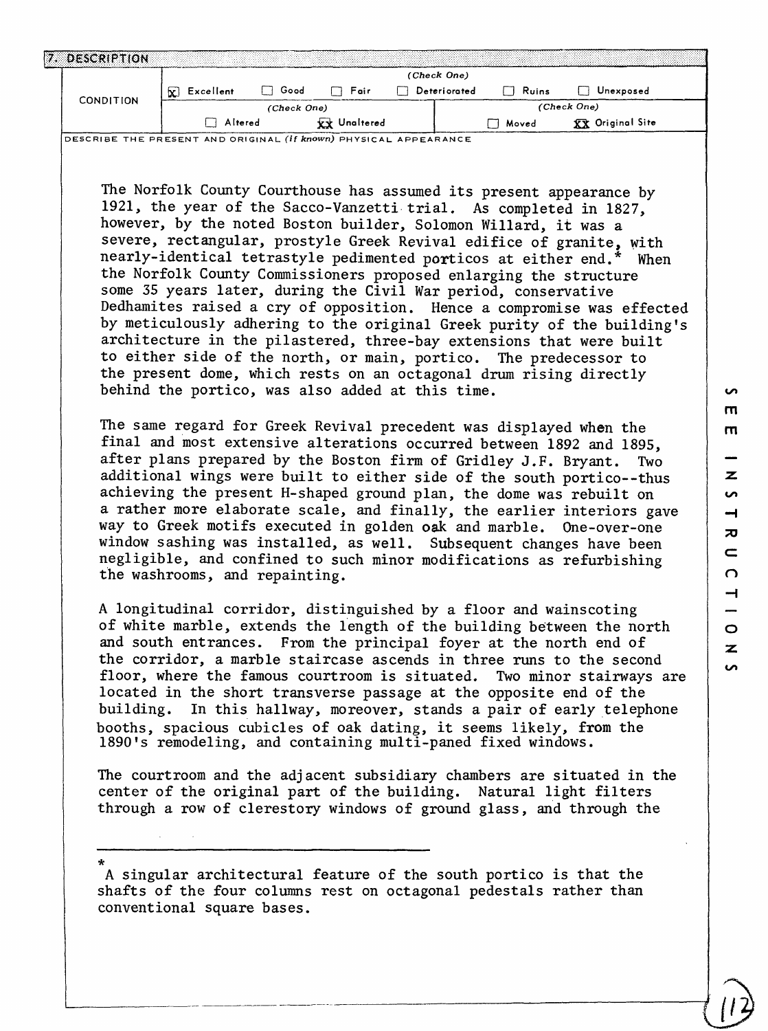## 7. DESCRIPTION

| CONDITION | (Check One) | | | | | |
|---|---|---|---|---|---|---|
| | [X] Excellent | [ ] Good | [ ] Fair | [ ] Deteriorated | [ ] Ruins | [ ] Unexposed |
| | (Check One) | | | (Check One) | | |
| | [ ] Altered | [XX] Unaltered | | [ ] Moved | [XX] Original Site | |

DESCRIBE THE PRESENT AND ORIGINAL *(if known)* PHYSICAL APPEARANCE

The Norfolk County Courthouse has assumed its present appearance by 1921, the year of the Sacco-Vanzetti trial. As completed in 1827, however, by the noted Boston builder, Solomon Willard, it was a severe, rectangular, prostyle Greek Revival edifice of granite, with nearly-identical tetrastyle pedimented porticos at either end.* When the Norfolk County Commissioners proposed enlarging the structure some 35 years later, during the Civil War period, conservative Dedhamites raised a cry of opposition. Hence a compromise was effected by meticulously adhering to the original Greek purity of the building's architecture in the pilastered, three-bay extensions that were built to either side of the north, or main, portico. The predecessor to the present dome, which rests on an octagonal drum rising directly behind the portico, was also added at this time.

The same regard for Greek Revival precedent was displayed when the final and most extensive alterations occurred between 1892 and 1895, after plans prepared by the Boston firm of Gridley J.F. Bryant. Two additional wings were built to either side of the south portico--thus achieving the present H-shaped ground plan, the dome was rebuilt on a rather more elaborate scale, and finally, the earlier interiors gave way to Greek motifs executed in golden oak and marble. One-over-one window sashing was installed, as well. Subsequent changes have been negligible, and confined to such minor modifications as refurbishing the washrooms, and repainting.

A longitudinal corridor, distinguished by a floor and wainscoting of white marble, extends the length of the building between the north and south entrances. From the principal foyer at the north end of the corridor, a marble staircase ascends in three runs to the second floor, where the famous courtroom is situated. Two minor stairways are located in the short transverse passage at the opposite end of the building. In this hallway, moreover, stands a pair of early telephone booths, spacious cubicles of oak dating, it seems likely, from the 1890's remodeling, and containing multi-paned fixed windows.

The courtroom and the adjacent subsidiary chambers are situated in the center of the original part of the building. Natural light filters through a row of clerestory windows of ground glass, and through the

---

* A singular architectural feature of the south portico is that the shafts of the four columns rest on octagonal pedestals rather than conventional square bases.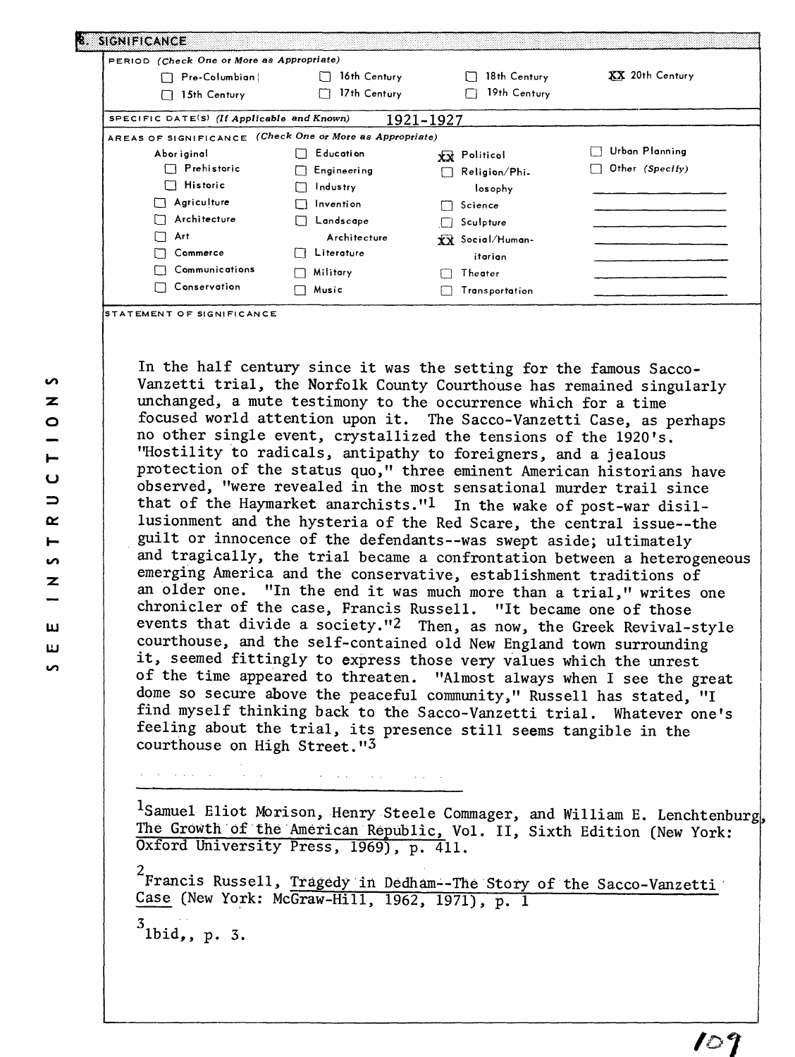## 8. SIGNIFICANCE

**PERIOD** *(Check One or More as Appropriate)*

| | | | |
|---|---|---|---|
| ☐ Pre-Columbian | ☐ 16th Century | ☐ 18th Century | XX 20th Century |
| ☐ 15th Century | ☐ 17th Century | ☐ 19th Century | |

**SPECIFIC DATE(S)** *(If Applicable and Known)* 1921-1927

**AREAS OF SIGNIFICANCE** *(Check One or More as Appropriate)*

| | | | |
|---|---|---|---|
| Aboriginal | ☐ Education | XX Political | ☐ Urban Planning |
| ☐ Prehistoric | ☐ Engineering | ☐ Religion/Philosophy | ☐ Other *(Specify)* |
| ☐ Historic | ☐ Industry | ☐ Science | |
| ☐ Agriculture | ☐ Invention | ☐ Sculpture | |
| ☐ Architecture | ☐ Landscape Architecture | XX Social/Humanitarian | |
| ☐ Art | ☐ Literature | ☐ Theater | |
| ☐ Commerce | ☐ Military | ☐ Transportation | |
| ☐ Communications | ☐ Music | | |
| ☐ Conservation | | | |

**STATEMENT OF SIGNIFICANCE**

In the half century since it was the setting for the famous Sacco-Vanzetti trial, the Norfolk County Courthouse has remained singularly unchanged, a mute testimony to the occurrence which for a time focused world attention upon it. The Sacco-Vanzetti Case, as perhaps no other single event, crystallized the tensions of the 1920's. "Hostility to radicals, antipathy to foreigners, and a jealous protection of the status quo," three eminent American historians have observed, "were revealed in the most sensational murder trail since that of the Haymarket anarchists."[1] In the wake of post-war disillusionment and the hysteria of the Red Scare, the central issue--the guilt or innocence of the defendants--was swept aside; ultimately and tragically, the trial became a confrontation between a heterogeneous emerging America and the conservative, establishment traditions of an older one. "In the end it was much more than a trial," writes one chronicler of the case, Francis Russell. "It became one of those events that divide a society."[2] Then, as now, the Greek Revival-style courthouse, and the self-contained old New England town surrounding it, seemed fittingly to express those very values which the unrest of the time appeared to threaten. "Almost always when I see the great dome so secure above the peaceful community," Russell has stated, "I find myself thinking back to the Sacco-Vanzetti trial. Whatever one's feeling about the trial, its presence still seems tangible in the courthouse on High Street."[3]

---

[1] Samuel Eliot Morison, Henry Steele Commager, and William E. Lenchtenburg, The Growth of the American Republic, Vol. II, Sixth Edition (New York: Oxford University Press, 1969), p. 411.

[2] Francis Russell, Tragedy in Dedham--The Story of the Sacco-Vanzetti Case (New York: McGraw-Hill, 1962, 1971), p. 1

[3] Ibid,, p. 3.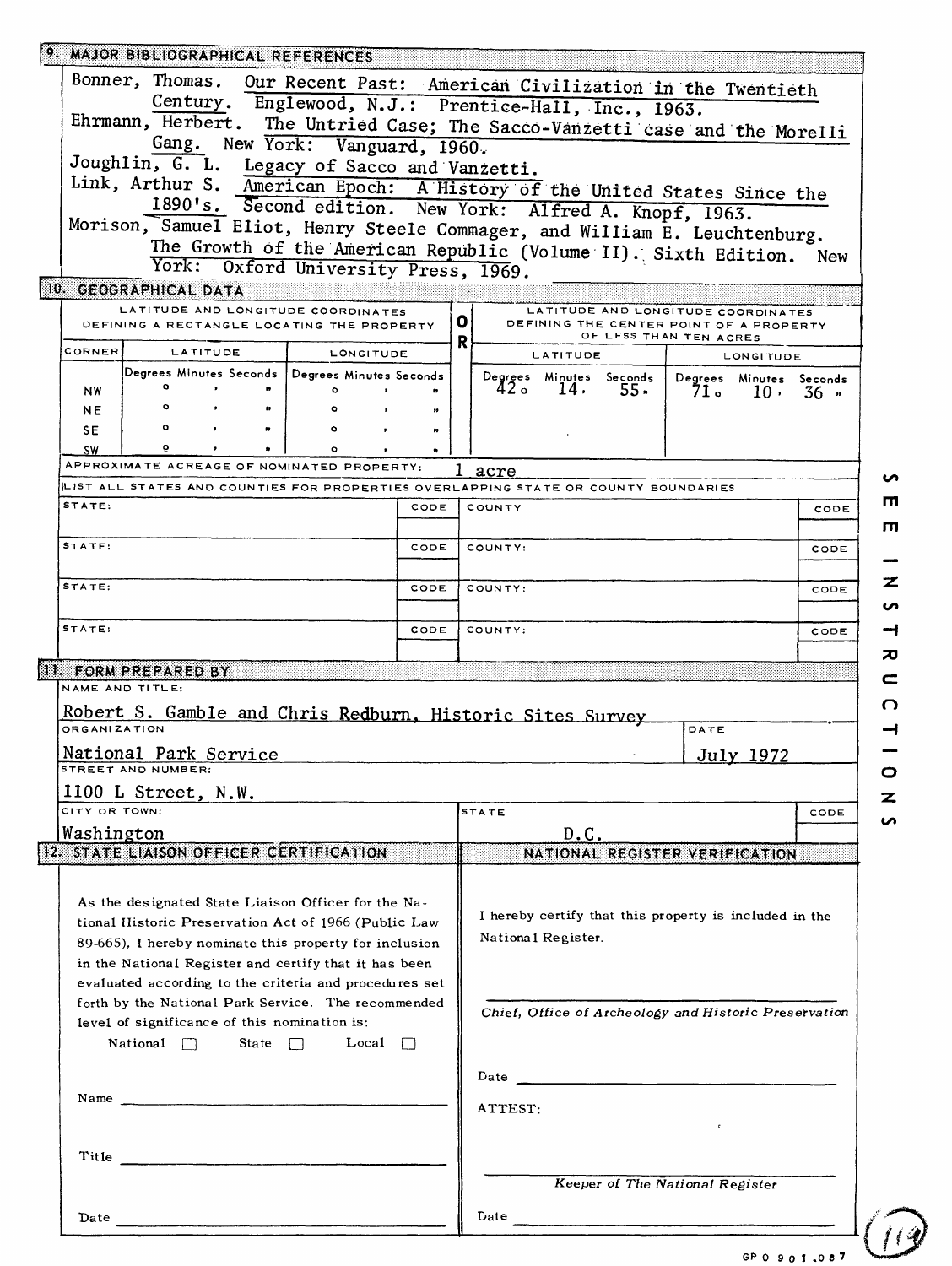## 9. MAJOR BIBLIOGRAPHICAL REFERENCES

Bonner, Thomas. Our Recent Past: American Civilization in the Twentieth Century. Englewood, N.J.: Prentice-Hall, Inc., 1963.

Ehrmann, Herbert. The Untried Case; The Sacco-Vanzetti case and the Morelli Gang. New York: Vanguard, 1960.

Joughlin, G. L. Legacy of Sacco and Vanzetti.

Link, Arthur S. American Epoch: A History of the United States Since the 1890's. Second edition. New York: Alfred A. Knopf, 1963.

Morison, Samuel Eliot, Henry Steele Commager, and William E. Leuchtenburg. The Growth of the American Republic (Volume II). Sixth Edition. New York: Oxford University Press, 1969.

## 10. GEOGRAPHICAL DATA

| LATITUDE AND LONGITUDE COORDINATES DEFINING A RECTANGLE LOCATING THE PROPERTY | | | OR | LATITUDE AND LONGITUDE COORDINATES DEFINING THE CENTER POINT OF A PROPERTY OF LESS THAN TEN ACRES | |
|---|---|---|---|---|---|
| CORNER | LATITUDE | LONGITUDE | | LATITUDE | LONGITUDE |
| | Degrees Minutes Seconds | Degrees Minutes Seconds | | Degrees Minutes Seconds | Degrees Minutes Seconds |
| NW | ° ' " | ° ' " | | 42° 14' 55" | 71° 10' 36" |
| NE | ° ' " | ° ' " | | | |
| SE | ° ' " | ° ' " | | | |
| SW | ° ' " | ° ' " | | | |

APPROXIMATE ACREAGE OF NOMINATED PROPERTY: 1 acre

LIST ALL STATES AND COUNTIES FOR PROPERTIES OVERLAPPING STATE OR COUNTY BOUNDARIES

| STATE: | CODE | COUNTY | CODE |
|---|---|---|---|
| STATE: | CODE | COUNTY: | CODE |
| STATE: | CODE | COUNTY: | CODE |
| STATE: | CODE | COUNTY: | CODE |

SEE INSTRUCTIONS

## 11. FORM PREPARED BY

NAME AND TITLE:
Robert S. Gamble and Chris Redburn, Historic Sites Survey

ORGANIZATION: National Park Service

DATE: July 1972

STREET AND NUMBER: 1100 L Street, N.W.

CITY OR TOWN: Washington

STATE: D.C.

CODE:

## 12. STATE LIAISON OFFICER CERTIFICATION

As the designated State Liaison Officer for the National Historic Preservation Act of 1966 (Public Law 89-665), I hereby nominate this property for inclusion in the National Register and certify that it has been evaluated according to the criteria and procedures set forth by the National Park Service. The recommended level of significance of this nomination is:

National ☐ State ☐ Local ☐

Name \_\_\_\_\_\_\_\_\_\_\_\_\_\_\_\_\_\_\_\_

Title \_\_\_\_\_\_\_\_\_\_\_\_\_\_\_\_\_\_\_\_

Date \_\_\_\_\_\_\_\_\_\_\_\_\_\_\_\_\_\_\_\_

## NATIONAL REGISTER VERIFICATION

I hereby certify that this property is included in the National Register.

\_\_\_\_\_\_\_\_\_\_\_\_\_\_\_\_\_\_\_\_

*Chief, Office of Archeology and Historic Preservation*

Date \_\_\_\_\_\_\_\_\_\_\_\_\_\_\_\_\_\_\_\_

ATTEST:

\_\_\_\_\_\_\_\_\_\_\_\_\_\_\_\_\_\_\_\_

*Keeper of The National Register*

Date \_\_\_\_\_\_\_\_\_\_\_\_\_\_\_\_\_\_\_\_

GPO 901.087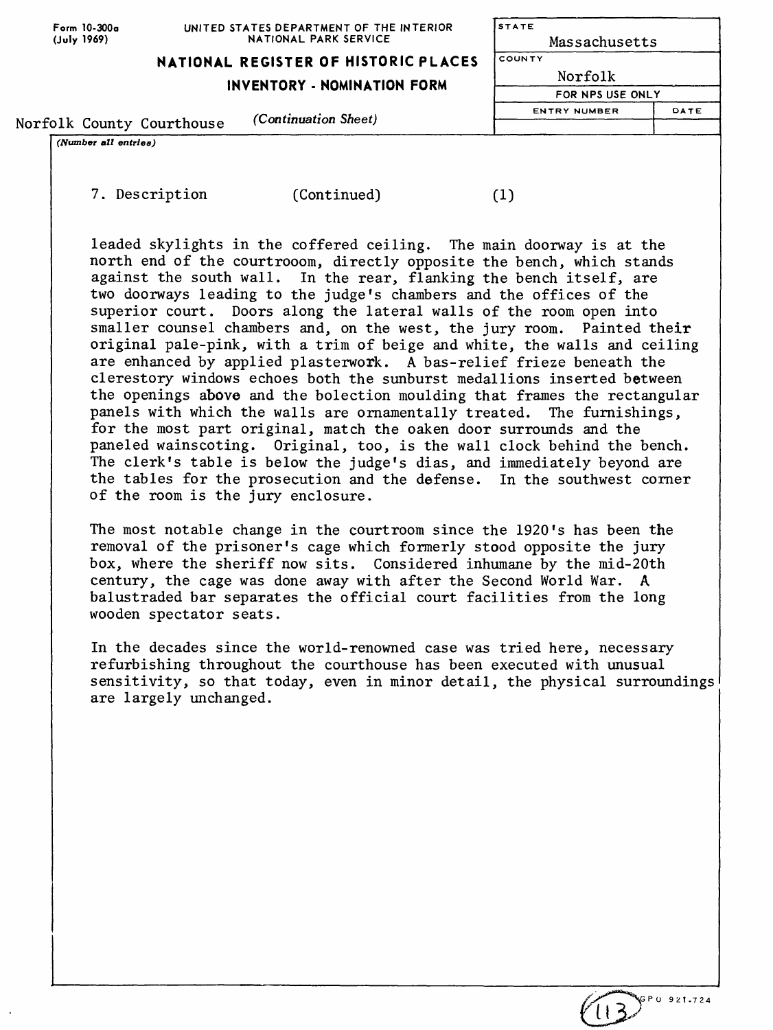Form 10-300a
(July 1969)

UNITED STATES DEPARTMENT OF THE INTERIOR
NATIONAL PARK SERVICE

**NATIONAL REGISTER OF HISTORIC PLACES**

**INVENTORY - NOMINATION FORM**

Norfolk County Courthouse *(Continuation Sheet)*

| STATE | |
|---|---|
| Massachusetts | |
| COUNTY | |
| Norfolk | |
| FOR NPS USE ONLY | |
| ENTRY NUMBER | DATE |
| | |

*(Number all entries)*

7. Description (Continued) (1)

leaded skylights in the coffered ceiling. The main doorway is at the north end of the courtrooom, directly opposite the bench, which stands against the south wall. In the rear, flanking the bench itself, are two doorways leading to the judge's chambers and the offices of the superior court. Doors along the lateral walls of the room open into smaller counsel chambers and, on the west, the jury room. Painted their original pale-pink, with a trim of beige and white, the walls and ceiling are enhanced by applied plasterwork. A bas-relief frieze beneath the clerestory windows echoes both the sunburst medallions inserted between the openings above and the bolection moulding that frames the rectangular panels with which the walls are ornamentally treated. The furnishings, for the most part original, match the oaken door surrounds and the paneled wainscoting. Original, too, is the wall clock behind the bench. The clerk's table is below the judge's dias, and immediately beyond are the tables for the prosecution and the defense. In the southwest corner of the room is the jury enclosure.

The most notable change in the courtroom since the 1920's has been the removal of the prisoner's cage which formerly stood opposite the jury box, where the sheriff now sits. Considered inhumane by the mid-20th century, the cage was done away with after the Second World War. A balustraded bar separates the official court facilities from the long wooden spectator seats.

In the decades since the world-renowned case was tried here, necessary refurbishing throughout the courthouse has been executed with unusual sensitivity, so that today, even in minor detail, the physical surroundings are largely unchanged.

GPO 921-724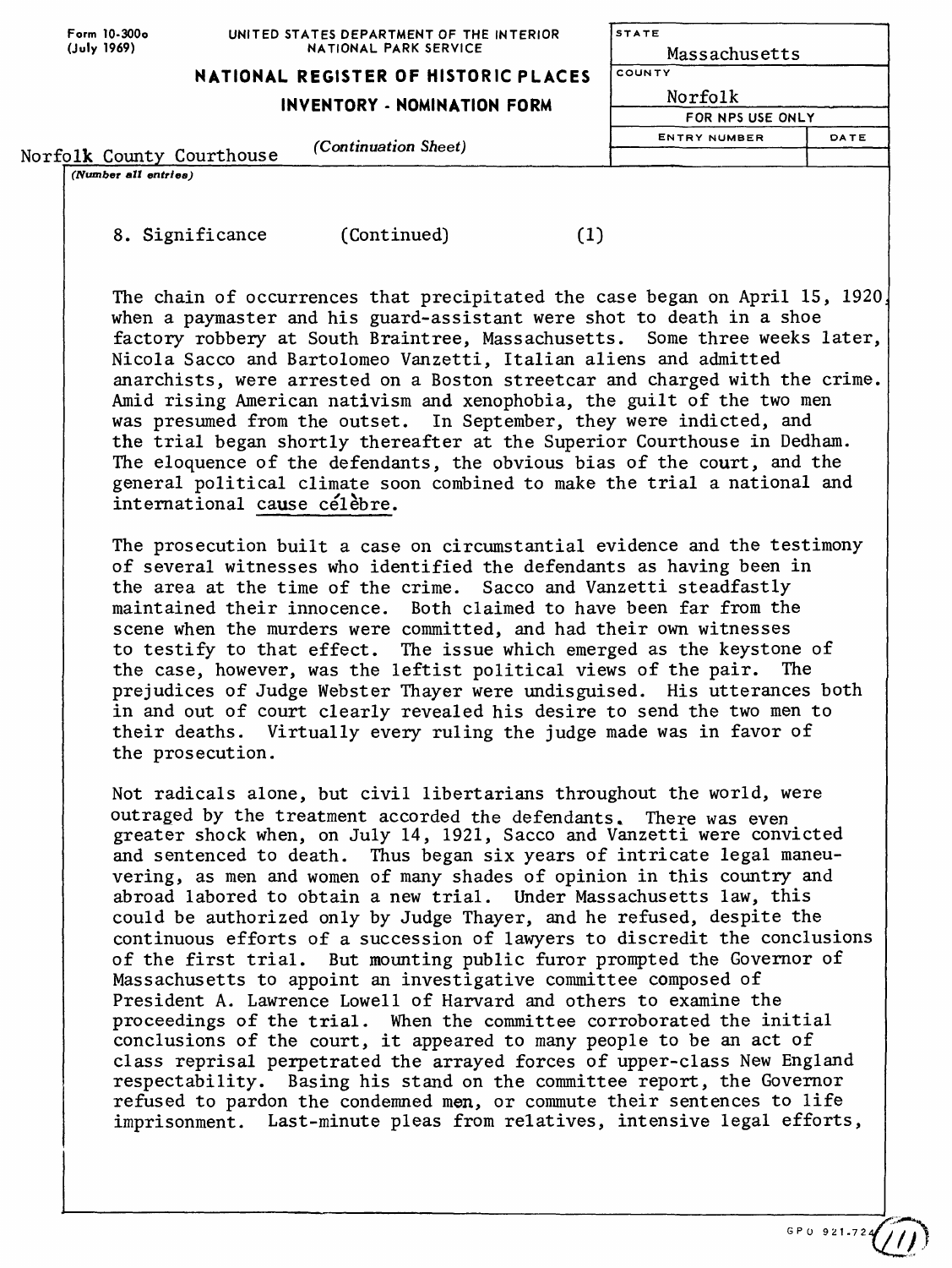Form 10-300a
(July 1969)

UNITED STATES DEPARTMENT OF THE INTERIOR
NATIONAL PARK SERVICE

**NATIONAL REGISTER OF HISTORIC PLACES**

**INVENTORY - NOMINATION FORM**

*(Continuation Sheet)*

| STATE | |
|---|---|
| Massachusetts | |
| COUNTY | |
| Norfolk | |
| FOR NPS USE ONLY | |
| ENTRY NUMBER | DATE |
| | |

Norfolk County Courthouse

*(Number all entries)*

8. Significance (Continued) (1)

The chain of occurrences that precipitated the case began on April 15, 1920, when a paymaster and his guard-assistant were shot to death in a shoe factory robbery at South Braintree, Massachusetts. Some three weeks later, Nicola Sacco and Bartolomeo Vanzetti, Italian aliens and admitted anarchists, were arrested on a Boston streetcar and charged with the crime. Amid rising American nativism and xenophobia, the guilt of the two men was presumed from the outset. In September, they were indicted, and the trial began shortly thereafter at the Superior Courthouse in Dedham. The eloquence of the defendants, the obvious bias of the court, and the general political climate soon combined to make the trial a national and international cause célèbre.

The prosecution built a case on circumstantial evidence and the testimony of several witnesses who identified the defendants as having been in the area at the time of the crime. Sacco and Vanzetti steadfastly maintained their innocence. Both claimed to have been far from the scene when the murders were committed, and had their own witnesses to testify to that effect. The issue which emerged as the keystone of the case, however, was the leftist political views of the pair. The prejudices of Judge Webster Thayer were undisguised. His utterances both in and out of court clearly revealed his desire to send the two men to their deaths. Virtually every ruling the judge made was in favor of the prosecution.

Not radicals alone, but civil libertarians throughout the world, were outraged by the treatment accorded the defendants. There was even greater shock when, on July 14, 1921, Sacco and Vanzetti were convicted and sentenced to death. Thus began six years of intricate legal maneuvering, as men and women of many shades of opinion in this country and abroad labored to obtain a new trial. Under Massachusetts law, this could be authorized only by Judge Thayer, and he refused, despite the continuous efforts of a succession of lawyers to discredit the conclusions of the first trial. But mounting public furor prompted the Governor of Massachusetts to appoint an investigative committee composed of President A. Lawrence Lowell of Harvard and others to examine the proceedings of the trial. When the committee corroborated the initial conclusions of the court, it appeared to many people to be an act of class reprisal perpetrated the arrayed forces of upper-class New England respectability. Basing his stand on the committee report, the Governor refused to pardon the condemned men, or commute their sentences to life imprisonment. Last-minute pleas from relatives, intensive legal efforts,

GPO 921.724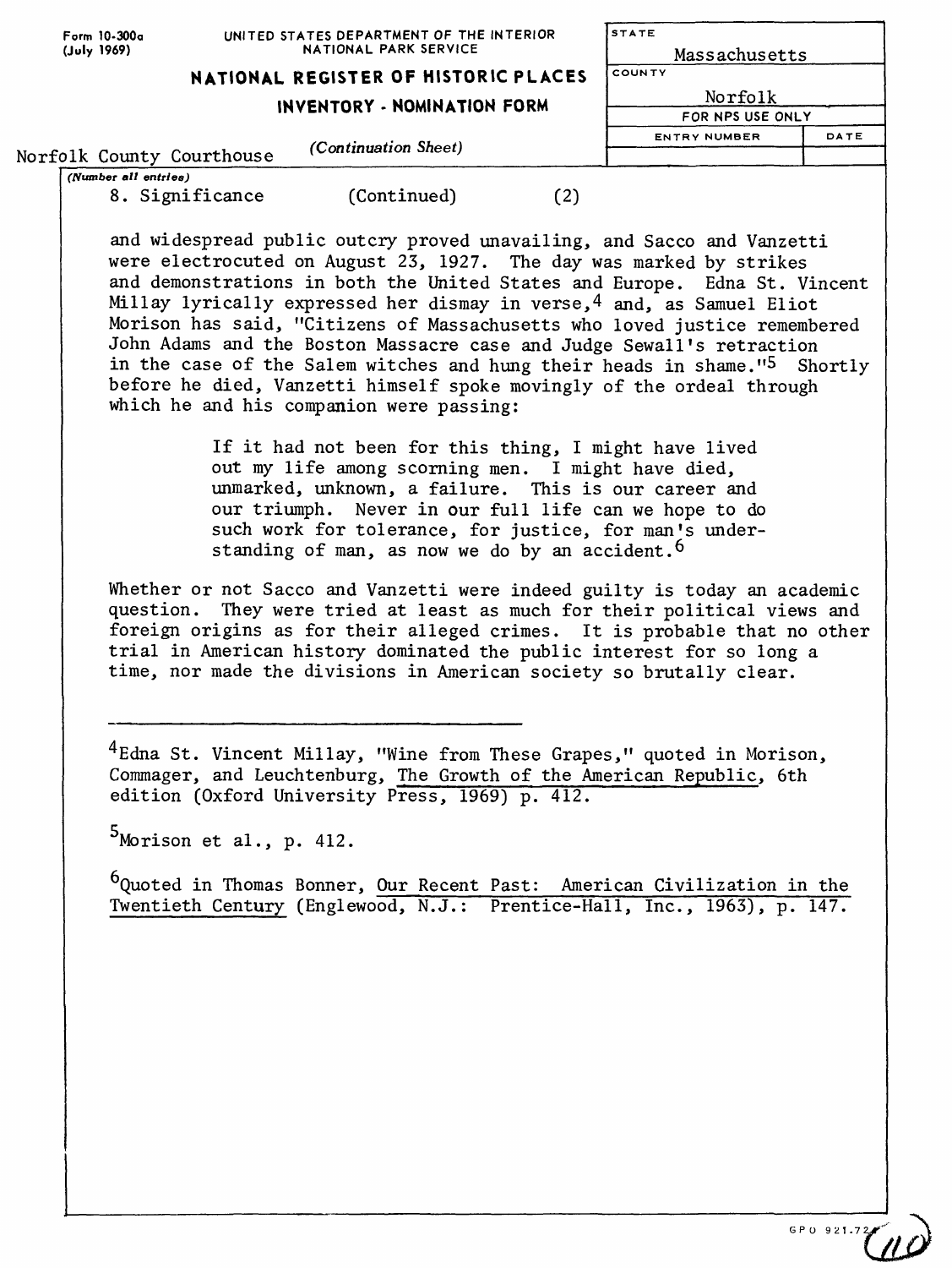Norfolk County Courthouse *(Continuation Sheet)*

8. Significance (Continued) (2)

and widespread public outcry proved unavailing, and Sacco and Vanzetti were electrocuted on August 23, 1927. The day was marked by strikes and demonstrations in both the United States and Europe. Edna St. Vincent Millay lyrically expressed her dismay in verse,[4] and, as Samuel Eliot Morison has said, "Citizens of Massachusetts who loved justice remembered John Adams and the Boston Massacre case and Judge Sewall's retraction in the case of the Salem witches and hung their heads in shame."[5] Shortly before he died, Vanzetti himself spoke movingly of the ordeal through which he and his companion were passing:

> If it had not been for this thing, I might have lived out my life among scorning men. I might have died, unmarked, unknown, a failure. This is our career and our triumph. Never in our full life can we hope to do such work for tolerance, for justice, for man's understanding of man, as now we do by an accident.[6]

Whether or not Sacco and Vanzetti were indeed guilty is today an academic question. They were tried at least as much for their political views and foreign origins as for their alleged crimes. It is probable that no other trial in American history dominated the public interest for so long a time, nor made the divisions in American society so brutally clear.

---

[4]Edna St. Vincent Millay, "Wine from These Grapes," quoted in Morison, Commager, and Leuchtenburg, The Growth of the American Republic, 6th edition (Oxford University Press, 1969) p. 412.

[5]Morison et al., p. 412.

[6]Quoted in Thomas Bonner, Our Recent Past: American Civilization in the Twentieth Century (Englewood, N.J.: Prentice-Hall, Inc., 1963), p. 147.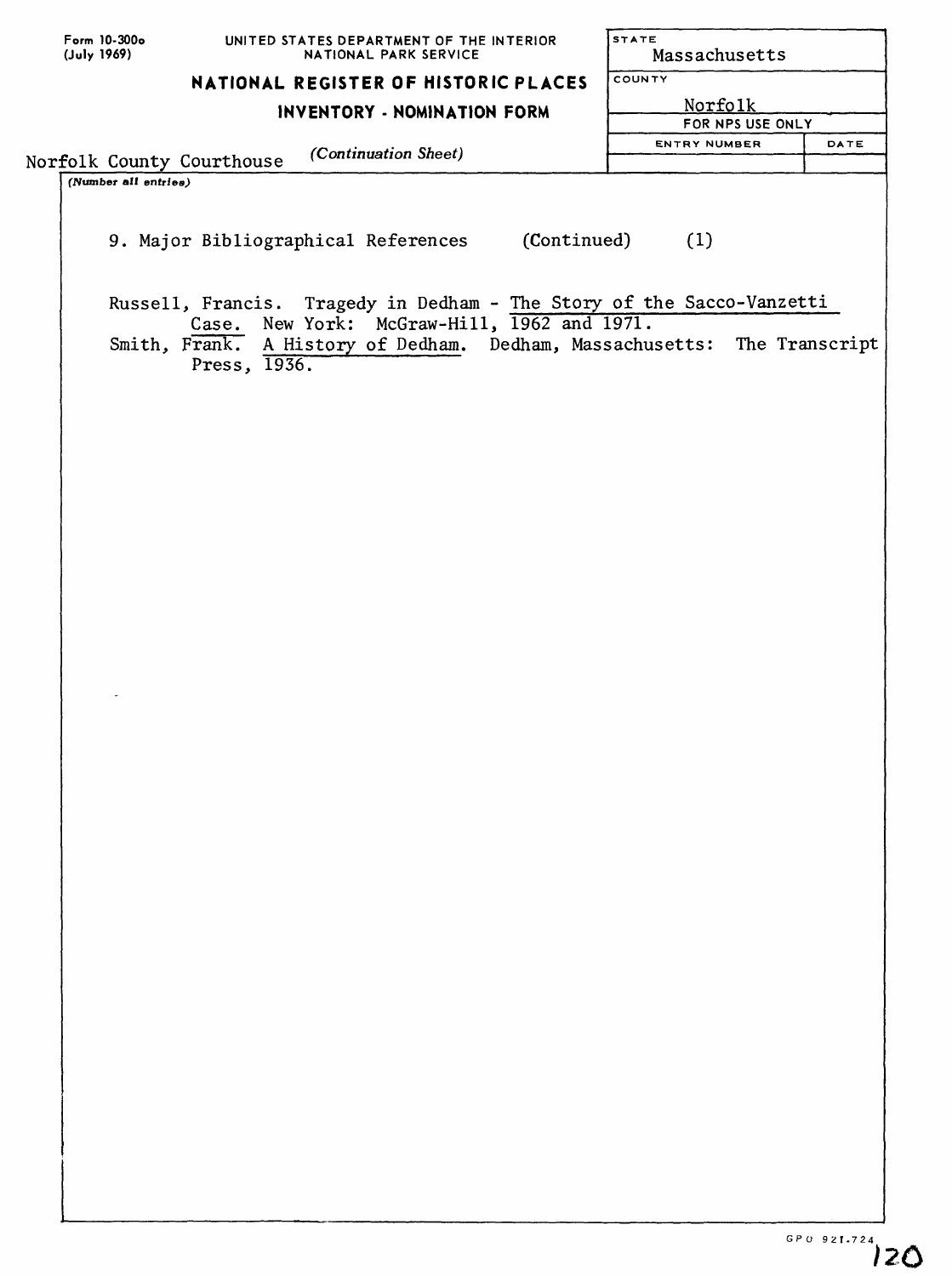Form 10-300a
(July 1969)

UNITED STATES DEPARTMENT OF THE INTERIOR
NATIONAL PARK SERVICE

**NATIONAL REGISTER OF HISTORIC PLACES**

**INVENTORY - NOMINATION FORM**

*(Continuation Sheet)*

| STATE | |
|---|---|
| Massachusetts | |
| COUNTY | |
| Norfolk | |
| FOR NPS USE ONLY | |
| ENTRY NUMBER | DATE |
| | |

Norfolk County Courthouse

*(Number all entries)*

9. Major Bibliographical References (Continued) (1)

Russell, Francis. Tragedy in Dedham - The Story of the Sacco-Vanzetti Case. New York: McGraw-Hill, 1962 and 1971.

Smith, Frank. A History of Dedham. Dedham, Massachusetts: The Transcript Press, 1936.

GPO 921-724